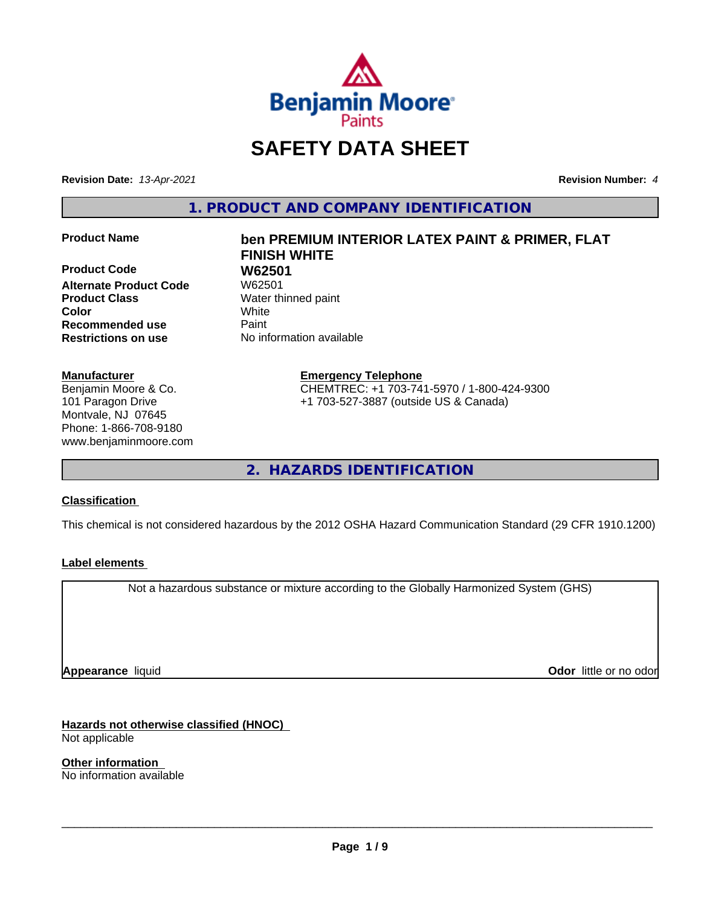Benjamin Moore Paints

# SAFETY DATA SHEET

**Revision Date:** *13-Apr-2021* **Revision Number:** *4*

## 1. PRODUCT AND COMPANY IDENTIFICATION

| | |
|---|---|
| **Product Name** | **ben PREMIUM INTERIOR LATEX PAINT & PRIMER, FLAT FINISH WHITE** |
| **Product Code** | **W62501** |
| **Alternate Product Code** | W62501 |
| **Product Class** | Water thinned paint |
| **Color** | White |
| **Recommended use** | Paint |
| **Restrictions on use** | No information available |

**Manufacturer**
Benjamin Moore & Co.
101 Paragon Drive
Montvale, NJ 07645
Phone: 1-866-708-9180
www.benjaminmoore.com

**Emergency Telephone**
CHEMTREC: +1 703-741-5970 / 1-800-424-9300
+1 703-527-3887 (outside US & Canada)

## 2. HAZARDS IDENTIFICATION

**Classification**

This chemical is not considered hazardous by the 2012 OSHA Hazard Communication Standard (29 CFR 1910.1200)

**Label elements**

Not a hazardous substance or mixture according to the Globally Harmonized System (GHS)

**Appearance** liquid **Odor** little or no odor

**Hazards not otherwise classified (HNOC)**
Not applicable

**Other information**
No information available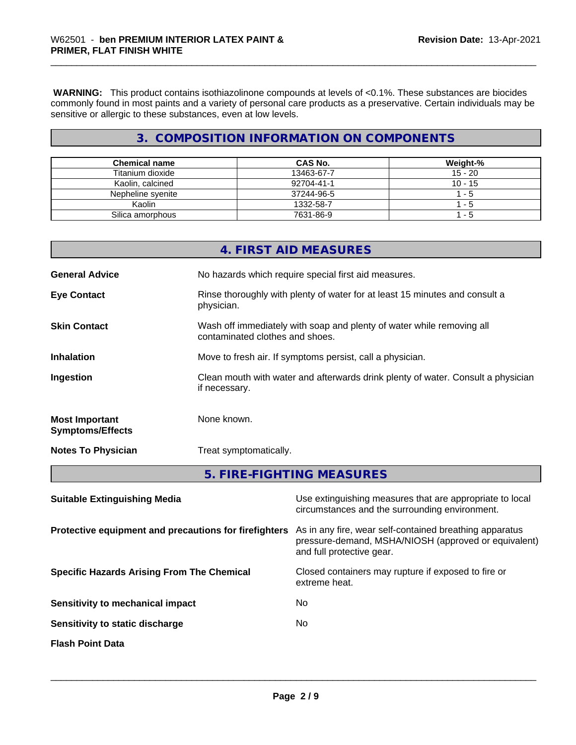**WARNING:** This product contains isothiazolinone compounds at levels of <0.1%. These substances are biocides commonly found in most paints and a variety of personal care products as a preservative. Certain individuals may be sensitive or allergic to these substances, even at low levels.

## 3. COMPOSITION INFORMATION ON COMPONENTS

| Chemical name | CAS No. | Weight-% |
| --- | --- | --- |
| Titanium dioxide | 13463-67-7 | 15 - 20 |
| Kaolin, calcined | 92704-41-1 | 10 - 15 |
| Nepheline syenite | 37244-96-5 | 1 - 5 |
| Kaolin | 1332-58-7 | 1 - 5 |
| Silica amorphous | 7631-86-9 | 1 - 5 |

## 4. FIRST AID MEASURES

**General Advice** No hazards which require special first aid measures.

**Eye Contact** Rinse thoroughly with plenty of water for at least 15 minutes and consult a physician.

**Skin Contact** Wash off immediately with soap and plenty of water while removing all contaminated clothes and shoes.

**Inhalation** Move to fresh air. If symptoms persist, call a physician.

**Ingestion** Clean mouth with water and afterwards drink plenty of water. Consult a physician if necessary.

**Most Important Symptoms/Effects** None known.

**Notes To Physician** Treat symptomatically.

## 5. FIRE-FIGHTING MEASURES

**Suitable Extinguishing Media** Use extinguishing measures that are appropriate to local circumstances and the surrounding environment.

**Protective equipment and precautions for firefighters** As in any fire, wear self-contained breathing apparatus pressure-demand, MSHA/NIOSH (approved or equivalent) and full protective gear.

**Specific Hazards Arising From The Chemical** Closed containers may rupture if exposed to fire or extreme heat.

**Sensitivity to mechanical impact** No

**Sensitivity to static discharge** No

**Flash Point Data**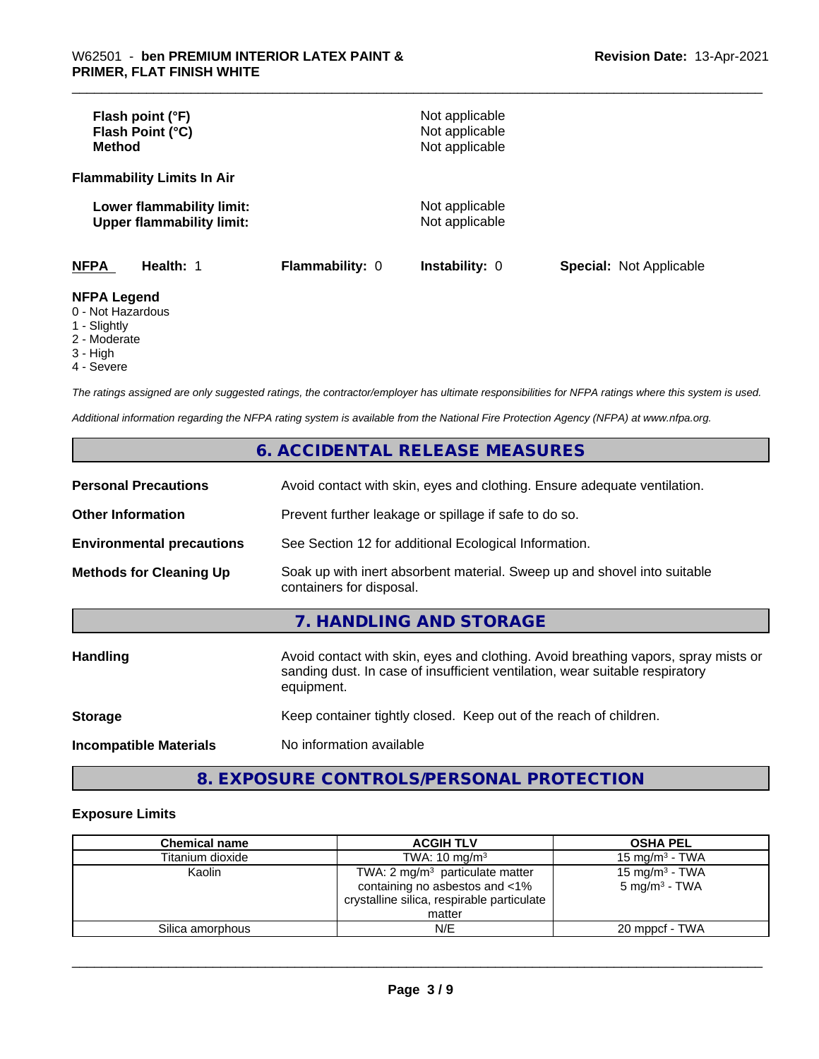| | |
|---|---|
| **Flash point (°F)** | Not applicable |
| **Flash Point (°C)** | Not applicable |
| **Method** | Not applicable |

**Flammability Limits In Air**

| | |
|---|---|
| **Lower flammability limit:** | Not applicable |
| **Upper flammability limit:** | Not applicable |

| NFPA | Health: 1 | Flammability: 0 | Instability: 0 | Special: Not Applicable |
|---|---|---|---|---|

**NFPA Legend**

0 - Not Hazardous
1 - Slightly
2 - Moderate
3 - High
4 - Severe

*The ratings assigned are only suggested ratings, the contractor/employer has ultimate responsibilities for NFPA ratings where this system is used.*

*Additional information regarding the NFPA rating system is available from the National Fire Protection Agency (NFPA) at www.nfpa.org.*

## 6. ACCIDENTAL RELEASE MEASURES

| | |
|---|---|
| **Personal Precautions** | Avoid contact with skin, eyes and clothing. Ensure adequate ventilation. |
| **Other Information** | Prevent further leakage or spillage if safe to do so. |
| **Environmental precautions** | See Section 12 for additional Ecological Information. |
| **Methods for Cleaning Up** | Soak up with inert absorbent material. Sweep up and shovel into suitable containers for disposal. |

## 7. HANDLING AND STORAGE

| | |
|---|---|
| **Handling** | Avoid contact with skin, eyes and clothing. Avoid breathing vapors, spray mists or sanding dust. In case of insufficient ventilation, wear suitable respiratory equipment. |
| **Storage** | Keep container tightly closed. Keep out of the reach of children. |
| **Incompatible Materials** | No information available |

## 8. EXPOSURE CONTROLS/PERSONAL PROTECTION

### Exposure Limits

| Chemical name | ACGIH TLV | OSHA PEL |
|---|---|---|
| Titanium dioxide | TWA: 10 mg/m³ | 15 mg/m³ - TWA |
| Kaolin | TWA: 2 mg/m³ particulate matter containing no asbestos and <1% crystalline silica, respirable particulate matter | 15 mg/m³ - TWA<br>5 mg/m³ - TWA |
| Silica amorphous | N/E | 20 mppcf - TWA |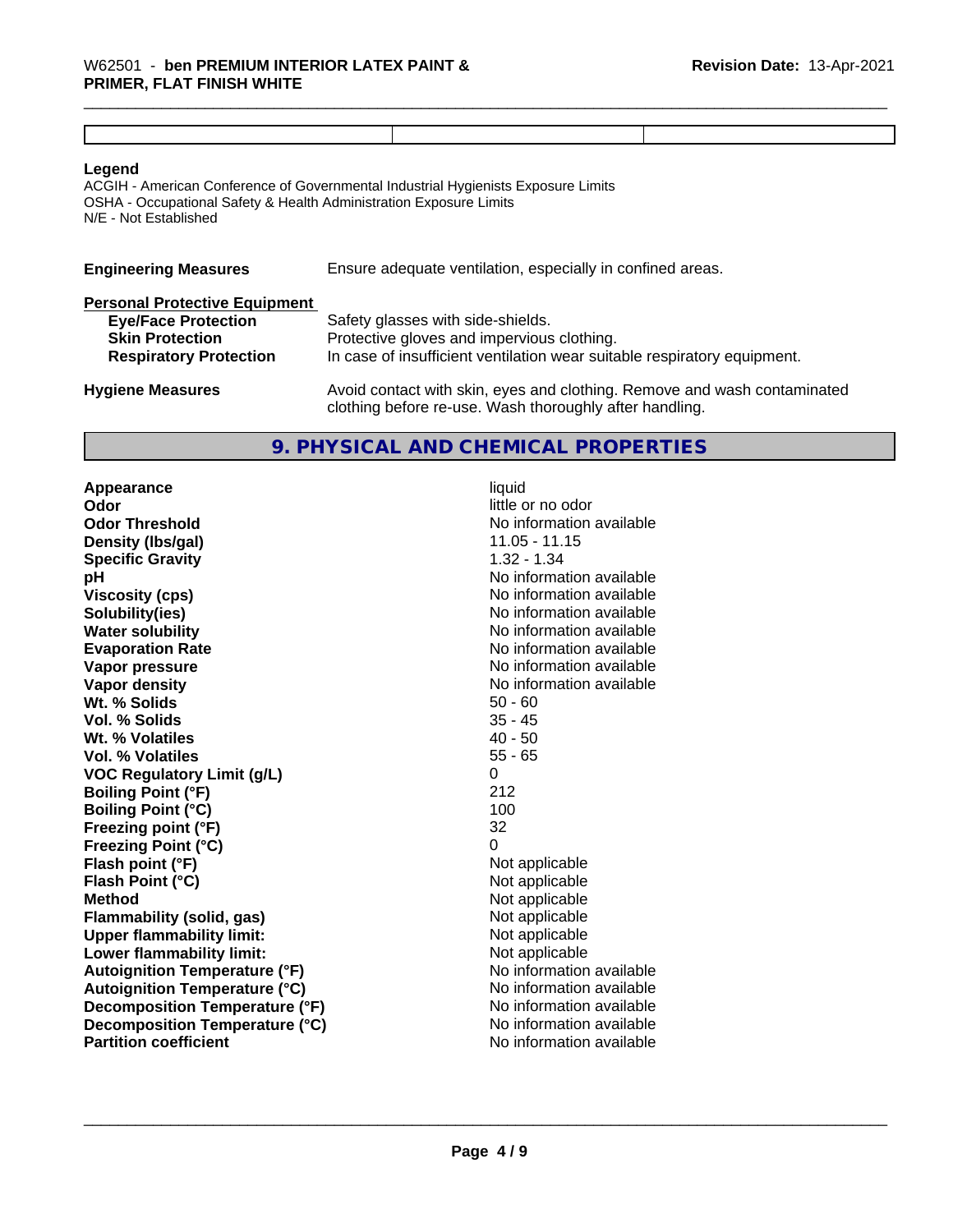**Legend**

ACGIH - American Conference of Governmental Industrial Hygienists Exposure Limits
OSHA - Occupational Safety & Health Administration Exposure Limits
N/E - Not Established

**Engineering Measures** Ensure adequate ventilation, especially in confined areas.

**Personal Protective Equipment**

| | |
|---|---|
| **Eye/Face Protection** | Safety glasses with side-shields. |
| **Skin Protection** | Protective gloves and impervious clothing. |
| **Respiratory Protection** | In case of insufficient ventilation wear suitable respiratory equipment. |

**Hygiene Measures** Avoid contact with skin, eyes and clothing. Remove and wash contaminated clothing before re-use. Wash thoroughly after handling.

## 9. PHYSICAL AND CHEMICAL PROPERTIES

| | |
|---|---|
| **Appearance** | liquid |
| **Odor** | little or no odor |
| **Odor Threshold** | No information available |
| **Density (lbs/gal)** | 11.05 - 11.15 |
| **Specific Gravity** | 1.32 - 1.34 |
| **pH** | No information available |
| **Viscosity (cps)** | No information available |
| **Solubility(ies)** | No information available |
| **Water solubility** | No information available |
| **Evaporation Rate** | No information available |
| **Vapor pressure** | No information available |
| **Vapor density** | No information available |
| **Wt. % Solids** | 50 - 60 |
| **Vol. % Solids** | 35 - 45 |
| **Wt. % Volatiles** | 40 - 50 |
| **Vol. % Volatiles** | 55 - 65 |
| **VOC Regulatory Limit (g/L)** | 0 |
| **Boiling Point (°F)** | 212 |
| **Boiling Point (°C)** | 100 |
| **Freezing point (°F)** | 32 |
| **Freezing Point (°C)** | 0 |
| **Flash point (°F)** | Not applicable |
| **Flash Point (°C)** | Not applicable |
| **Method** | Not applicable |
| **Flammability (solid, gas)** | Not applicable |
| **Upper flammability limit:** | Not applicable |
| **Lower flammability limit:** | Not applicable |
| **Autoignition Temperature (°F)** | No information available |
| **Autoignition Temperature (°C)** | No information available |
| **Decomposition Temperature (°F)** | No information available |
| **Decomposition Temperature (°C)** | No information available |
| **Partition coefficient** | No information available |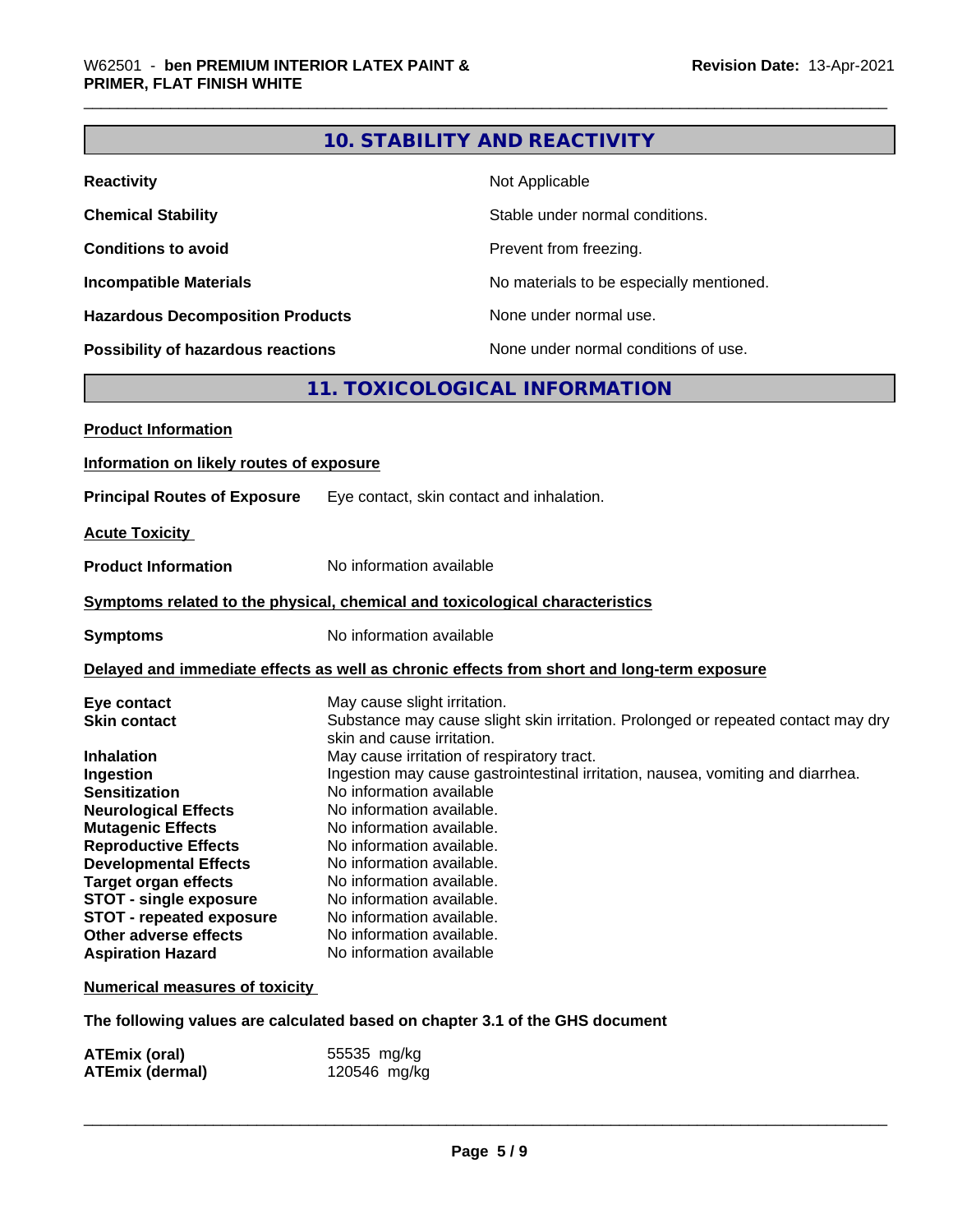## 10. STABILITY AND REACTIVITY

| | |
|---|---|
| **Reactivity** | Not Applicable |
| **Chemical Stability** | Stable under normal conditions. |
| **Conditions to avoid** | Prevent from freezing. |
| **Incompatible Materials** | No materials to be especially mentioned. |
| **Hazardous Decomposition Products** | None under normal use. |
| **Possibility of hazardous reactions** | None under normal conditions of use. |

## 11. TOXICOLOGICAL INFORMATION

**Product Information**

**Information on likely routes of exposure**

**Principal Routes of Exposure** Eye contact, skin contact and inhalation.

**Acute Toxicity**

**Product Information** No information available

**Symptoms related to the physical, chemical and toxicological characteristics**

**Symptoms** No information available

**Delayed and immediate effects as well as chronic effects from short and long-term exposure**

| | |
|---|---|
| **Eye contact** | May cause slight irritation. |
| **Skin contact** | Substance may cause slight skin irritation. Prolonged or repeated contact may dry skin and cause irritation. |
| **Inhalation** | May cause irritation of respiratory tract. |
| **Ingestion** | Ingestion may cause gastrointestinal irritation, nausea, vomiting and diarrhea. |
| **Sensitization** | No information available |
| **Neurological Effects** | No information available. |
| **Mutagenic Effects** | No information available. |
| **Reproductive Effects** | No information available. |
| **Developmental Effects** | No information available. |
| **Target organ effects** | No information available. |
| **STOT - single exposure** | No information available. |
| **STOT - repeated exposure** | No information available. |
| **Other adverse effects** | No information available. |
| **Aspiration Hazard** | No information available |

**Numerical measures of toxicity**

**The following values are calculated based on chapter 3.1 of the GHS document**

| | |
|---|---|
| **ATEmix (oral)** | 55535 mg/kg |
| **ATEmix (dermal)** | 120546 mg/kg |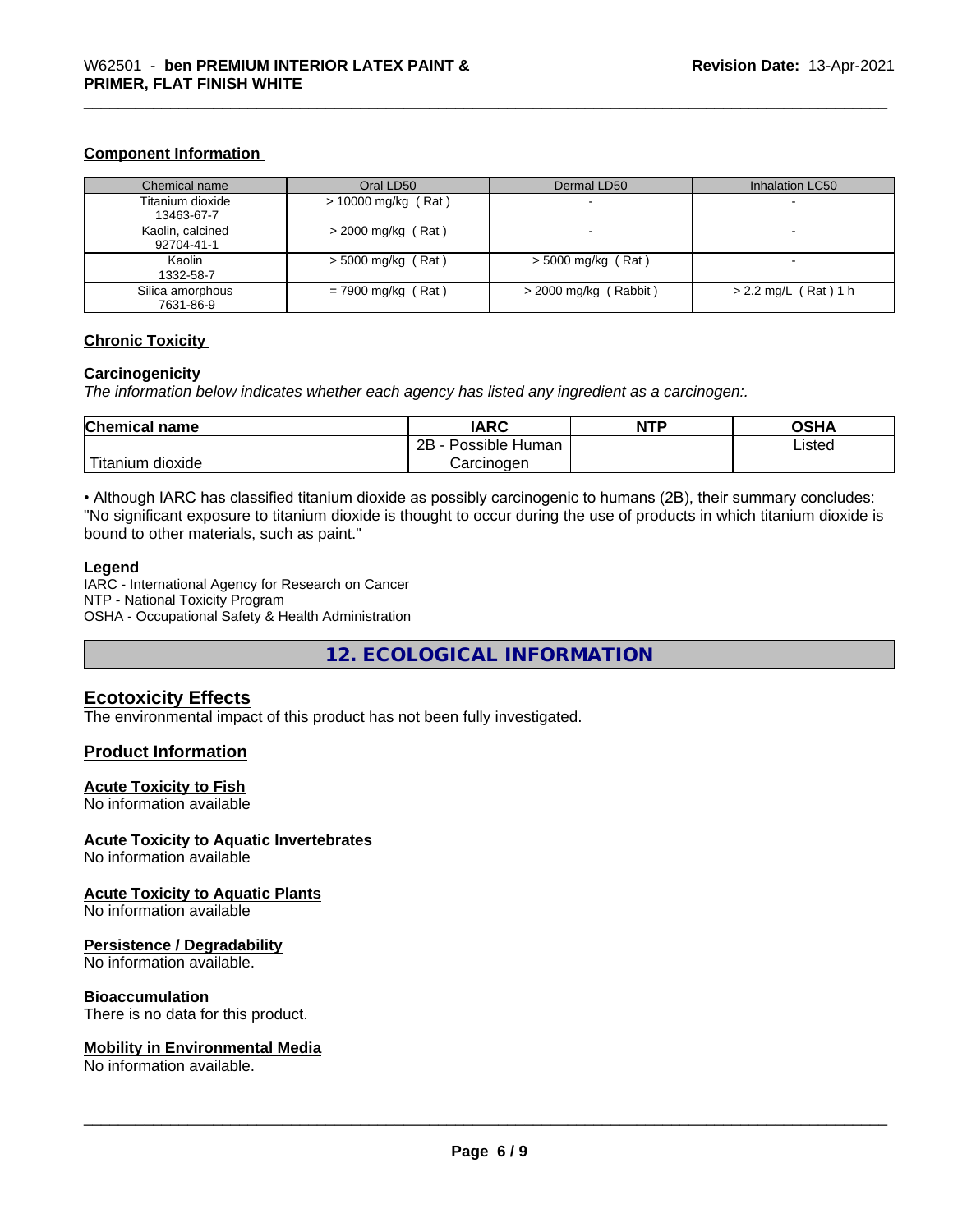### Component Information

| Chemical name | Oral LD50 | Dermal LD50 | Inhalation LC50 |
|---|---|---|---|
| Titanium dioxide 13463-67-7 | > 10000 mg/kg ( Rat ) | - | - |
| Kaolin, calcined 92704-41-1 | > 2000 mg/kg ( Rat ) | - | - |
| Kaolin 1332-58-7 | > 5000 mg/kg ( Rat ) | > 5000 mg/kg ( Rat ) | - |
| Silica amorphous 7631-86-9 | = 7900 mg/kg ( Rat ) | > 2000 mg/kg ( Rabbit ) | > 2.2 mg/L ( Rat ) 1 h |

### Chronic Toxicity

#### Carcinogenicity

*The information below indicates whether each agency has listed any ingredient as a carcinogen:.*

| Chemical name | IARC | NTP | OSHA |
|---|---|---|---|
| Titanium dioxide | 2B - Possible Human Carcinogen | | Listed |

• Although IARC has classified titanium dioxide as possibly carcinogenic to humans (2B), their summary concludes: "No significant exposure to titanium dioxide is thought to occur during the use of products in which titanium dioxide is bound to other materials, such as paint."

**Legend**
IARC - International Agency for Research on Cancer
NTP - National Toxicity Program
OSHA - Occupational Safety & Health Administration

## 12. ECOLOGICAL INFORMATION

### Ecotoxicity Effects

The environmental impact of this product has not been fully investigated.

### Product Information

#### Acute Toxicity to Fish

No information available

#### Acute Toxicity to Aquatic Invertebrates

No information available

#### Acute Toxicity to Aquatic Plants

No information available

#### Persistence / Degradability

No information available.

#### Bioaccumulation

There is no data for this product.

#### Mobility in Environmental Media

No information available.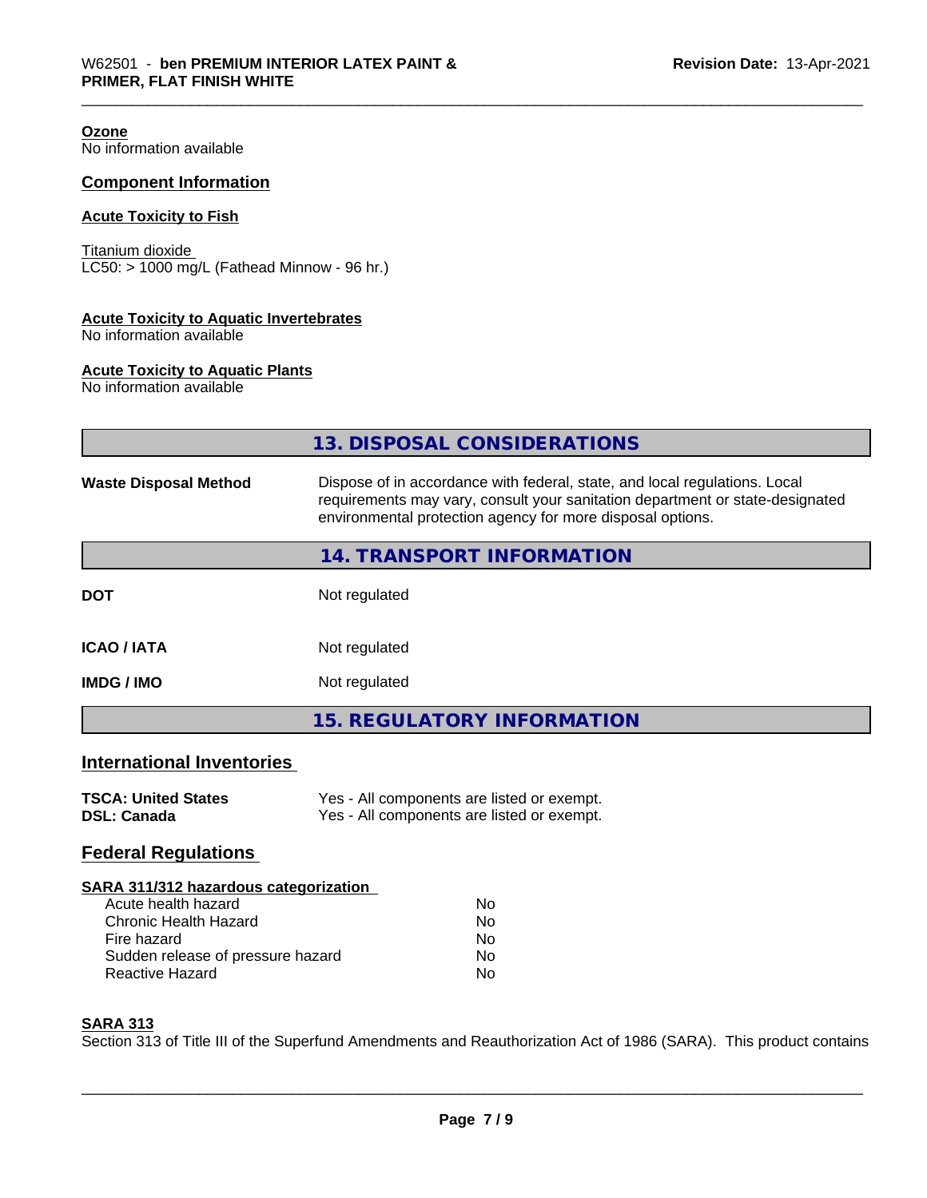**Ozone**
No information available

## Component Information

**Acute Toxicity to Fish**

Titanium dioxide
LC50: > 1000 mg/L (Fathead Minnow - 96 hr.)

**Acute Toxicity to Aquatic Invertebrates**
No information available

**Acute Toxicity to Aquatic Plants**
No information available

## 13. DISPOSAL CONSIDERATIONS

| | |
|---|---|
| **Waste Disposal Method** | Dispose of in accordance with federal, state, and local regulations. Local requirements may vary, consult your sanitation department or state-designated environmental protection agency for more disposal options. |

## 14. TRANSPORT INFORMATION

| | |
|---|---|
| **DOT** | Not regulated |
| **ICAO / IATA** | Not regulated |
| **IMDG / IMO** | Not regulated |

## 15. REGULATORY INFORMATION

### International Inventories

| | |
|---|---|
| **TSCA: United States** | Yes - All components are listed or exempt. |
| **DSL: Canada** | Yes - All components are listed or exempt. |

### Federal Regulations

**SARA 311/312 hazardous categorization**

| | |
|---|---|
| Acute health hazard | No |
| Chronic Health Hazard | No |
| Fire hazard | No |
| Sudden release of pressure hazard | No |
| Reactive Hazard | No |

**SARA 313**
Section 313 of Title III of the Superfund Amendments and Reauthorization Act of 1986 (SARA). This product contains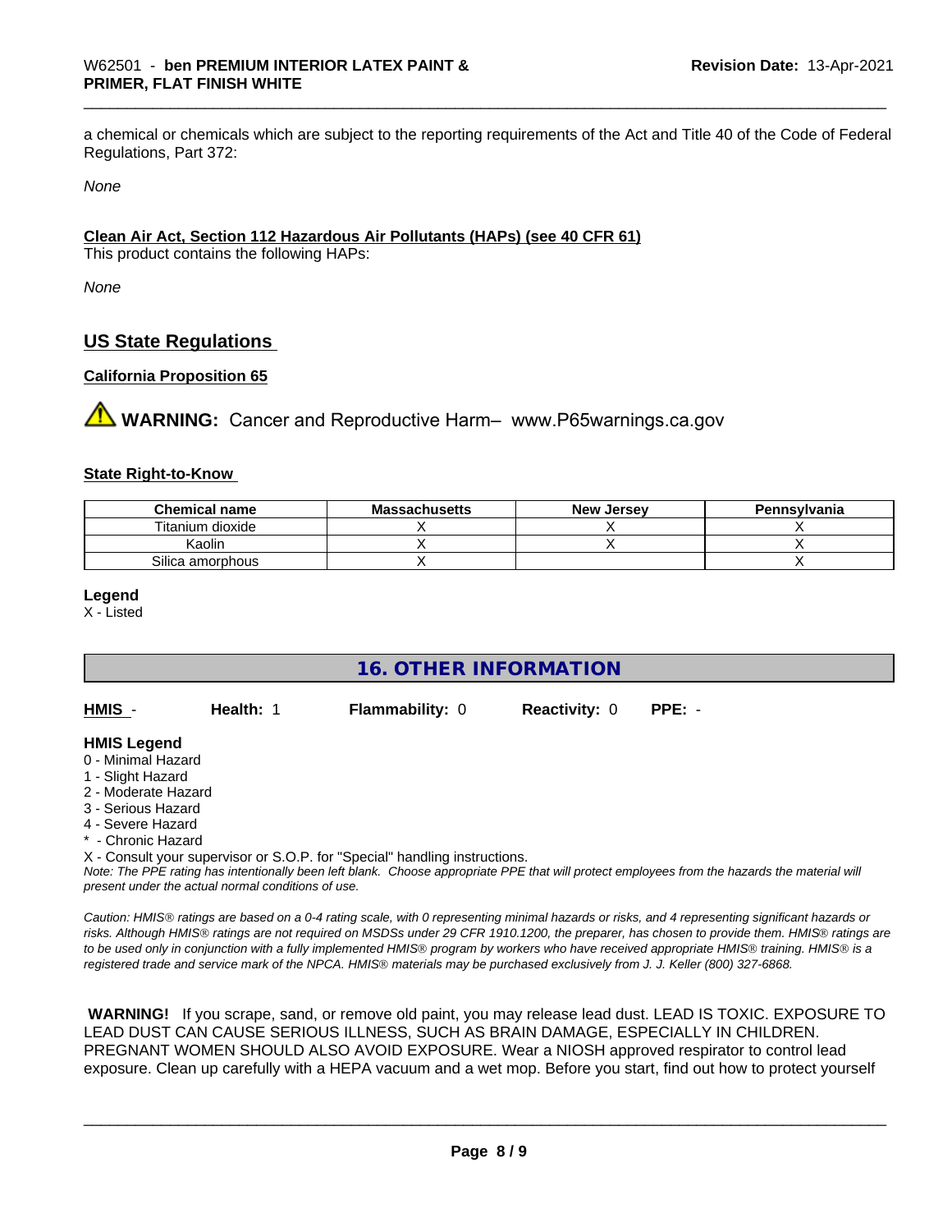a chemical or chemicals which are subject to the reporting requirements of the Act and Title 40 of the Code of Federal Regulations, Part 372:

*None*

**Clean Air Act, Section 112 Hazardous Air Pollutants (HAPs) (see 40 CFR 61)**

This product contains the following HAPs:

*None*

## US State Regulations

**California Proposition 65**

⚠ **WARNING:** Cancer and Reproductive Harm– www.P65warnings.ca.gov

**State Right-to-Know**

| Chemical name | Massachusetts | New Jersey | Pennsylvania |
|---|---|---|---|
| Titanium dioxide | X | X | X |
| Kaolin | X | X | X |
| Silica amorphous | X | | X |

**Legend**

X - Listed

## 16. OTHER INFORMATION

**HMIS** - **Health:** 1 **Flammability:** 0 **Reactivity:** 0 **PPE:** -

**HMIS Legend**

0 - Minimal Hazard
1 - Slight Hazard
2 - Moderate Hazard
3 - Serious Hazard
4 - Severe Hazard
* - Chronic Hazard
X - Consult your supervisor or S.O.P. for "Special" handling instructions.

*Note: The PPE rating has intentionally been left blank. Choose appropriate PPE that will protect employees from the hazards the material will present under the actual normal conditions of use.*

*Caution: HMIS® ratings are based on a 0-4 rating scale, with 0 representing minimal hazards or risks, and 4 representing significant hazards or risks. Although HMIS® ratings are not required on MSDSs under 29 CFR 1910.1200, the preparer, has chosen to provide them. HMIS® ratings are to be used only in conjunction with a fully implemented HMIS® program by workers who have received appropriate HMIS® training. HMIS® is a registered trade and service mark of the NPCA. HMIS® materials may be purchased exclusively from J. J. Keller (800) 327-6868.*

**WARNING!** If you scrape, sand, or remove old paint, you may release lead dust. LEAD IS TOXIC. EXPOSURE TO LEAD DUST CAN CAUSE SERIOUS ILLNESS, SUCH AS BRAIN DAMAGE, ESPECIALLY IN CHILDREN. PREGNANT WOMEN SHOULD ALSO AVOID EXPOSURE. Wear a NIOSH approved respirator to control lead exposure. Clean up carefully with a HEPA vacuum and a wet mop. Before you start, find out how to protect yourself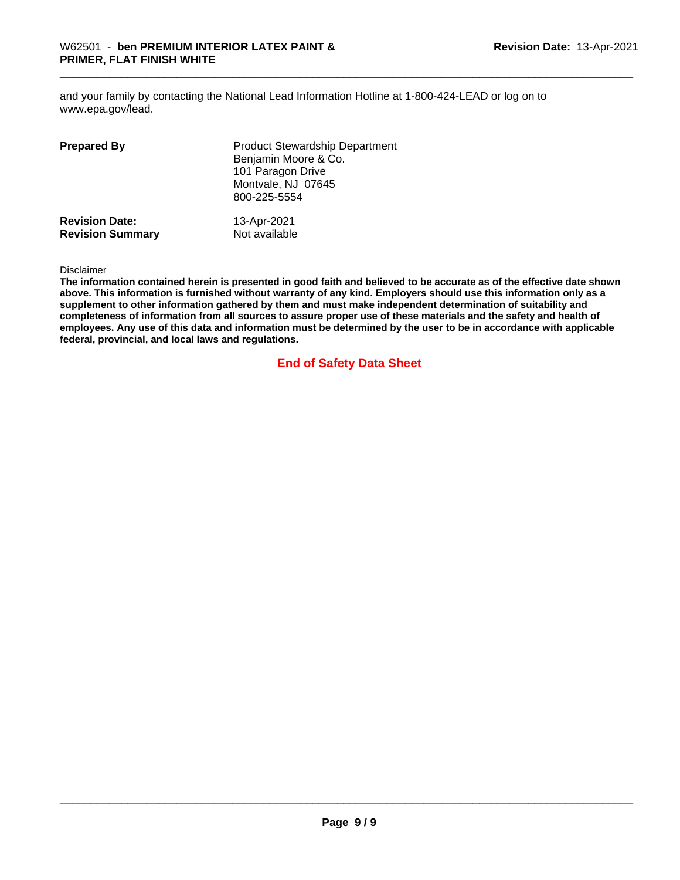and your family by contacting the National Lead Information Hotline at 1-800-424-LEAD or log on to www.epa.gov/lead.

| | |
|---|---|
| **Prepared By** | Product Stewardship Department<br>Benjamin Moore & Co.<br>101 Paragon Drive<br>Montvale, NJ 07645<br>800-225-5554 |
| **Revision Date:** | 13-Apr-2021 |
| **Revision Summary** | Not available |

Disclaimer

**The information contained herein is presented in good faith and believed to be accurate as of the effective date shown above. This information is furnished without warranty of any kind. Employers should use this information only as a supplement to other information gathered by them and must make independent determination of suitability and completeness of information from all sources to assure proper use of these materials and the safety and health of employees. Any use of this data and information must be determined by the user to be in accordance with applicable federal, provincial, and local laws and regulations.**

**End of Safety Data Sheet**